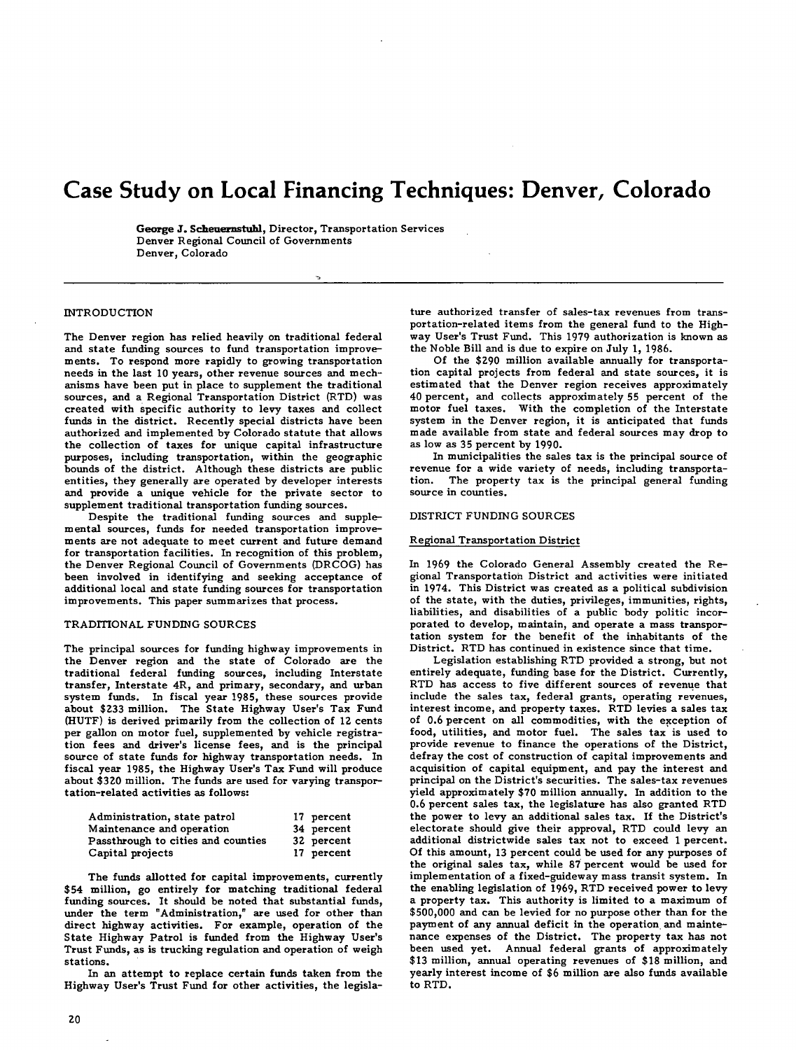# Case Study on Local Financing Techniques: Denver, Colorado

**George J. Scheuernstuhl**, Director, Transportation Services
Denver Regional Council of Governments
Denver, Colorado

## INTRODUCTION

The Denver region has relied heavily on traditional federal and state funding sources to fund transportation improvements. To respond more rapidly to growing transportation needs in the last 10 years, other revenue sources and mechanisms have been put in place to supplement the traditional sources, and a Regional Transportation District (RTD) was created with specific authority to levy taxes and collect funds in the district. Recently special districts have been authorized and implemented by Colorado statute that allows the collection of taxes for unique capital infrastructure purposes, including transportation, within the geographic bounds of the district. Although these districts are public entities, they generally are operated by developer interests and provide a unique vehicle for the private sector to supplement traditional transportation funding sources.

Despite the traditional funding sources and supplemental sources, funds for needed transportation improvements are not adequate to meet current and future demand for transportation facilities. In recognition of this problem, the Denver Regional Council of Governments (DRCOG) has been involved in identifying and seeking acceptance of additional local and state funding sources for transportation improvements. This paper summarizes that process.

## TRADITIONAL FUNDING SOURCES

The principal sources for funding highway improvements in the Denver region and the state of Colorado are the traditional federal funding sources, including Interstate transfer, Interstate 4R, and primary, secondary, and urban system funds. In fiscal year 1985, these sources provide about $233 million. The State Highway User's Tax Fund (HUTF) is derived primarily from the collection of 12 cents per gallon on motor fuel, supplemented by vehicle registration fees and driver's license fees, and is the principal source of state funds for highway transportation needs. In fiscal year 1985, the Highway User's Tax Fund will produce about $320 million. The funds are used for varying transportation-related activities as follows:

| | |
|---|---|
| Administration, state patrol | 17 percent |
| Maintenance and operation | 34 percent |
| Passthrough to cities and counties | 32 percent |
| Capital projects | 17 percent |

The funds allotted for capital improvements, currently $54 million, go entirely for matching traditional federal funding sources. It should be noted that substantial funds, under the term "Administration," are used for other than direct highway activities. For example, operation of the State Highway Patrol is funded from the Highway User's Trust Funds, as is trucking regulation and operation of weigh stations.

In an attempt to replace certain funds taken from the Highway User's Trust Fund for other activities, the legislature authorized transfer of sales-tax revenues from transportation-related items from the general fund to the Highway User's Trust Fund. This 1979 authorization is known as the Noble Bill and is due to expire on July 1, 1986.

Of the $290 million available annually for transportation capital projects from federal and state sources, it is estimated that the Denver region receives approximately 40 percent, and collects approximately 55 percent of the motor fuel taxes. With the completion of the Interstate system in the Denver region, it is anticipated that funds made available from state and federal sources may drop to as low as 35 percent by 1990.

In municipalities the sales tax is the principal source of revenue for a wide variety of needs, including transportation. The property tax is the principal general funding source in counties.

## DISTRICT FUNDING SOURCES

### Regional Transportation District

In 1969 the Colorado General Assembly created the Regional Transportation District and activities were initiated in 1974. This District was created as a political subdivision of the state, with the duties, privileges, immunities, rights, liabilities, and disabilities of a public body politic incorporated to develop, maintain, and operate a mass transportation system for the benefit of the inhabitants of the District. RTD has continued in existence since that time.

Legislation establishing RTD provided a strong, but not entirely adequate, funding base for the District. Currently, RTD has access to five different sources of revenue that include the sales tax, federal grants, operating revenues, interest income, and property taxes. RTD levies a sales tax of 0.6 percent on all commodities, with the exception of food, utilities, and motor fuel. The sales tax is used to provide revenue to finance the operations of the District, defray the cost of construction of capital improvements and acquisition of capital equipment, and pay the interest and principal on the District's securities. The sales-tax revenues yield approximately $70 million annually. In addition to the 0.6 percent sales tax, the legislature has also granted RTD the power to levy an additional sales tax. If the District's electorate should give their approval, RTD could levy an additional districtwide sales tax not to exceed 1 percent. Of this amount, 13 percent could be used for any purposes of the original sales tax, while 87 percent would be used for implementation of a fixed-guideway mass transit system. In the enabling legislation of 1969, RTD received power to levy a property tax. This authority is limited to a maximum of $500,000 and can be levied for no purpose other than for the payment of any annual deficit in the operation and maintenance expenses of the District. The property tax has not been used yet. Annual federal grants of approximately $13 million, annual operating revenues of $18 million, and yearly interest income of $6 million are also funds available to RTD.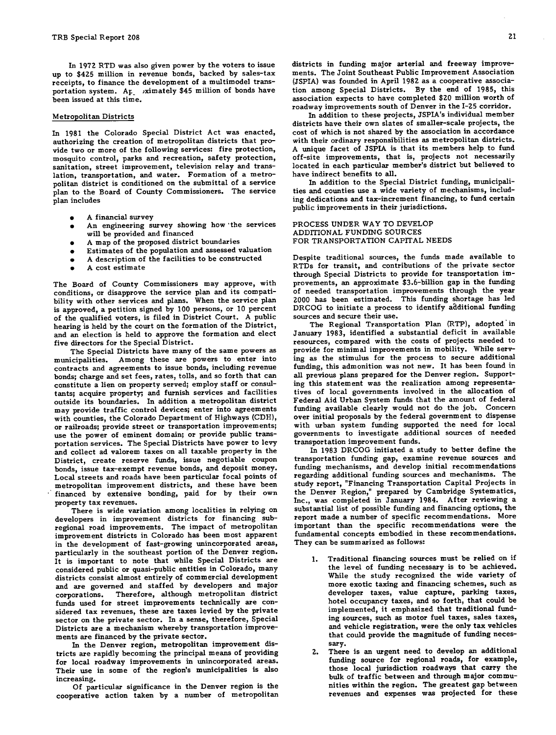In 1972 RTD was also given power by the voters to issue up to $425 million in revenue bonds, backed by sales-tax receipts, to finance the development of a multimodel transportation system. Approximately $45 million of bonds have been issued at this time.

## Metropolitan Districts

In 1981 the Colorado Special District Act was enacted, authorizing the creation of metropolitan districts that provide two or more of the following services: fire protection, mosquito control, parks and recreation, safety protection, sanitation, street improvement, television relay and translation, transportation, and water. Formation of a metropolitan district is conditioned on the submittal of a service plan to the Board of County Commissioners. The service plan includes

- A financial survey
- An engineering survey showing how the services will be provided and financed
- A map of the proposed district boundaries
- Estimates of the population and assessed valuation
- A description of the facilities to be constructed
- A cost estimate

The Board of County Commissioners may approve, with conditions, or disapprove the service plan and its compatibility with other services and plans. When the service plan is approved, a petition signed by 100 persons, or 10 percent of the qualified voters, is filed in District Court. A public hearing is held by the court on the formation of the District, and an election is held to approve the formation and elect five directors for the Special District.

The Special Districts have many of the same powers as municipalities. Among these are powers to enter into contracts and agreements to issue bonds, including revenue bonds; charge and set fees, rates, tolls, and so forth that can constitute a lien on property served; employ staff or consultants; acquire property; and furnish services and facilities outside its boundaries. In addition a metropolitan district may provide traffic control devices; enter into agreements with counties, the Colorado Department of Highways (CDH), or railroads; provide street or transportation improvements; use the power of eminent domain; or provide public transportation services. The Special Districts have power to levy and collect ad valorem taxes on all taxable property in the District, create reserve funds, issue negotiable coupon bonds, issue tax-exempt revenue bonds, and deposit money. Local streets and roads have been particular focal points of metropolitan improvement districts, and these have been financed by extensive bonding, paid for by their own property tax revenues.

There is wide variation among localities in relying on developers in improvement districts for financing subregional road improvements. The impact of metropolitan improvement districts in Colorado has been most apparent in the development of fast-growing unincorporated areas, particularly in the southeast portion of the Denver region. It is important to note that while Special Districts are considered public or quasi-public entities in Colorado, many districts consist almost entirely of commercial development and are governed and staffed by developers and major corporations. Therefore, although metropolitan district funds used for street improvements technically are considered tax revenues, these are taxes levied by the private sector on the private sector. In a sense, therefore, Special Districts are a mechanism whereby transportation improvements are financed by the private sector.

In the Denver region, metropolitan improvement districts are rapidly becoming the principal means of providing for local roadway improvements in unincorporated areas. Their use in some of the region's municipalities is also increasing.

Of particular significance in the Denver region is the cooperative action taken by a number of metropolitan districts in funding major arterial and freeway improvements. The Joint Southeast Public Improvement Association (JSPIA) was founded in April 1982 as a cooperative association among Special Districts. By the end of 1985, this association expects to have completed $20 million worth of roadway improvements south of Denver in the I-25 corridor.

In addition to these projects, JSPIA's individual member districts have their own slates of smaller-scale projects, the cost of which is not shared by the association in accordance with their ordinary responsibilities as metropolitan districts. A unique facet of JSPIA is that its members help to fund off-site improvements, that is, projects not necessarily located in each particular member's district but believed to have indirect benefits to all.

In addition to the Special District funding, municipalities and counties use a wide variety of mechanisms, including dedications and tax-increment financing, to fund certain public improvements in their jurisdictions.

## PROCESS UNDER WAY TO DEVELOP ADDITIONAL FUNDING SOURCES FOR TRANSPORTATION CAPITAL NEEDS

Despite traditional sources, the funds made available to RTDs for transit, and contributions of the private sector through Special Districts to provide for transportation improvements, an approximate $3.6-billion gap in the funding of needed transportation improvements through the year 2000 has been estimated. This funding shortage has led DRCOG to initiate a process to identify additional funding sources and secure their use.

The Regional Transportation Plan (RTP), adopted in January 1983, identified a substantial deficit in available resources, compared with the costs of projects needed to provide for minimal improvements in mobility. While serving as the stimulus for the process to secure additional funding, this admonition was not new. It has been found in all previous plans prepared for the Denver region. Supporting this statement was the realization among representatives of local governments involved in the allocation of Federal Aid Urban System funds that the amount of federal funding available clearly would not do the job. Concern over initial proposals by the federal government to dispense with urban system funding supported the need for local governments to investigate additional sources of needed transportation improvement funds.

In 1983 DRCOG initiated a study to better define the transportation funding gap, examine revenue sources and funding mechanisms, and develop initial recommendations regarding additional funding sources and mechanisms. The study report, "Financing Transportation Capital Projects in the Denver Region," prepared by Cambridge Systematics, Inc., was completed in January 1984. After reviewing a substantial list of possible funding and financing options, the report made a number of specific recommendations. More important than the specific recommendations were the fundamental concepts embodied in these recommendations. They can be summarized as follows:

1. Traditional financing sources must be relied on if the level of funding necessary is to be achieved. While the study recognized the wide variety of more exotic taxing and financing schemes, such as developer taxes, value capture, parking taxes, hotel occupancy taxes, and so forth, that could be implemented, it emphasized that traditional funding sources, such as motor fuel taxes, sales taxes, and vehicle registration, were the only tax vehicles that could provide the magnitude of funding necessary.
2. There is an urgent need to develop an additional funding source for regional roads, for example, those local jurisdiction roadways that carry the bulk of traffic between and through major communities within the region. The greatest gap between revenues and expenses was projected for these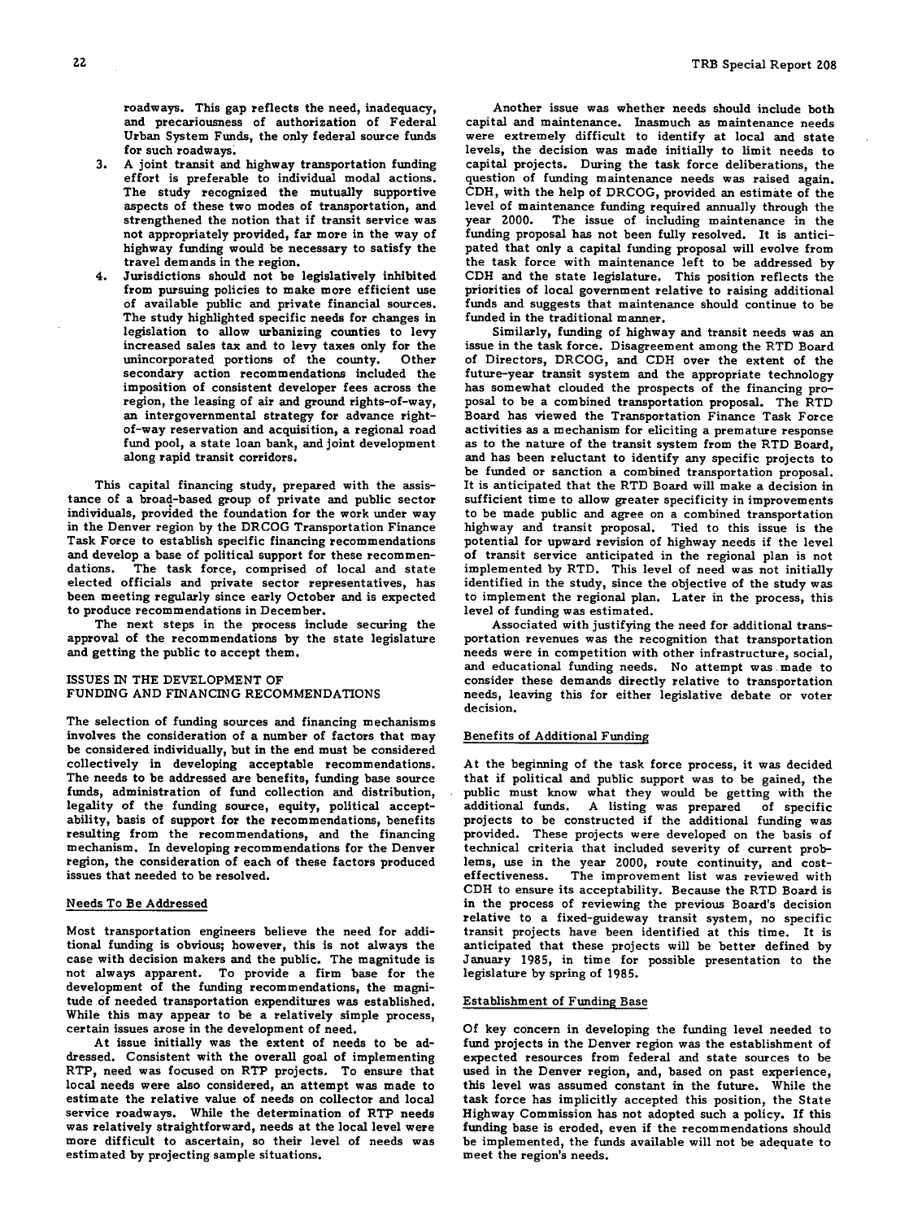roadways. This gap reflects the need, inadequacy, and precariousness of authorization of Federal Urban System Funds, the only federal source funds for such roadways.

3. A joint transit and highway transportation funding effort is preferable to individual modal actions. The study recognized the mutually supportive aspects of these two modes of transportation, and strengthened the notion that if transit service was not appropriately provided, far more in the way of highway funding would be necessary to satisfy the travel demands in the region.
4. Jurisdictions should not be legislatively inhibited from pursuing policies to make more efficient use of available public and private financial sources. The study highlighted specific needs for changes in legislation to allow urbanizing counties to levy increased sales tax and to levy taxes only for the unincorporated portions of the county. Other secondary action recommendations included the imposition of consistent developer fees across the region, the leasing of air and ground rights-of-way, an intergovernmental strategy for advance right-of-way reservation and acquisition, a regional road fund pool, a state loan bank, and joint development along rapid transit corridors.

This capital financing study, prepared with the assistance of a broad-based group of private and public sector individuals, provided the foundation for the work under way in the Denver region by the DRCOG Transportation Finance Task Force to establish specific financing recommendations and develop a base of political support for these recommendations. The task force, comprised of local and state elected officials and private sector representatives, has been meeting regularly since early October and is expected to produce recommendations in December.

The next steps in the process include securing the approval of the recommendations by the state legislature and getting the public to accept them.

## ISSUES IN THE DEVELOPMENT OF FUNDING AND FINANCING RECOMMENDATIONS

The selection of funding sources and financing mechanisms involves the consideration of a number of factors that may be considered individually, but in the end must be considered collectively in developing acceptable recommendations. The needs to be addressed are benefits, funding base source funds, administration of fund collection and distribution, legality of the funding source, equity, political acceptability, basis of support for the recommendations, benefits resulting from the recommendations, and the financing mechanism. In developing recommendations for the Denver region, the consideration of each of these factors produced issues that needed to be resolved.

### Needs To Be Addressed

Most transportation engineers believe the need for additional funding is obvious; however, this is not always the case with decision makers and the public. The magnitude is not always apparent. To provide a firm base for the development of the funding recommendations, the magnitude of needed transportation expenditures was established. While this may appear to be a relatively simple process, certain issues arose in the development of need.

At issue initially was the extent of needs to be addressed. Consistent with the overall goal of implementing RTP, need was focused on RTP projects. To ensure that local needs were also considered, an attempt was made to estimate the relative value of needs on collector and local service roadways. While the determination of RTP needs was relatively straightforward, needs at the local level were more difficult to ascertain, so their level of needs was estimated by projecting sample situations.

Another issue was whether needs should include both capital and maintenance. Inasmuch as maintenance needs were extremely difficult to identify at local and state levels, the decision was made initially to limit needs to capital projects. During the task force deliberations, the question of funding maintenance needs was raised again. CDH, with the help of DRCOG, provided an estimate of the level of maintenance funding required annually through the year 2000. The issue of including maintenance in the funding proposal has not been fully resolved. It is anticipated that only a capital funding proposal will evolve from the task force with maintenance left to be addressed by CDH and the state legislature. This position reflects the priorities of local government relative to raising additional funds and suggests that maintenance should continue to be funded in the traditional manner.

Similarly, funding of highway and transit needs was an issue in the task force. Disagreement among the RTD Board of Directors, DRCOG, and CDH over the extent of the future-year transit system and the appropriate technology has somewhat clouded the prospects of the financing proposal to be a combined transportation proposal. The RTD Board has viewed the Transportation Finance Task Force activities as a mechanism for eliciting a premature response as to the nature of the transit system from the RTD Board, and has been reluctant to identify any specific projects to be funded or sanction a combined transportation proposal. It is anticipated that the RTD Board will make a decision in sufficient time to allow greater specificity in improvements to be made public and agree on a combined transportation highway and transit proposal. Tied to this issue is the potential for upward revision of highway needs if the level of transit service anticipated in the regional plan is not implemented by RTD. This level of need was not initially identified in the study, since the objective of the study was to implement the regional plan. Later in the process, this level of funding was estimated.

Associated with justifying the need for additional transportation revenues was the recognition that transportation needs were in competition with other infrastructure, social, and educational funding needs. No attempt was made to consider these demands directly relative to transportation needs, leaving this for either legislative debate or voter decision.

### Benefits of Additional Funding

At the beginning of the task force process, it was decided that if political and public support was to be gained, the public must know what they would be getting with the additional funds. A listing was prepared of specific projects to be constructed if the additional funding was provided. These projects were developed on the basis of technical criteria that included severity of current problems, use in the year 2000, route continuity, and cost-effectiveness. The improvement list was reviewed with CDH to ensure its acceptability. Because the RTD Board is in the process of reviewing the previous Board's decision relative to a fixed-guideway transit system, no specific transit projects have been identified at this time. It is anticipated that these projects will be better defined by January 1985, in time for possible presentation to the legislature by spring of 1985.

### Establishment of Funding Base

Of key concern in developing the funding level needed to fund projects in the Denver region was the establishment of expected resources from federal and state sources to be used in the Denver region, and, based on past experience, this level was assumed constant in the future. While the task force has implicitly accepted this position, the State Highway Commission has not adopted such a policy. If this funding base is eroded, even if the recommendations should be implemented, the funds available will not be adequate to meet the region's needs.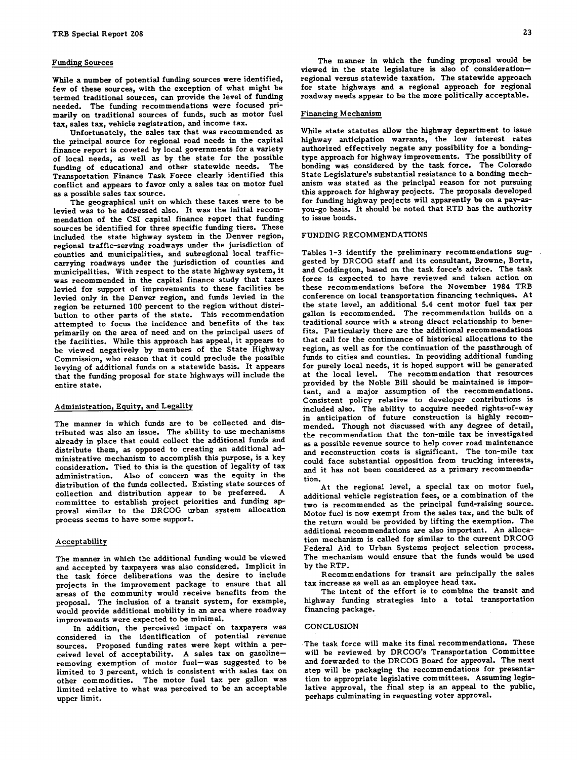### Funding Sources

While a number of potential funding sources were identified, few of these sources, with the exception of what might be termed traditional sources, can provide the level of funding needed. The funding recommendations were focused primarily on traditional sources of funds, such as motor fuel tax, sales tax, vehicle registration, and income tax.

Unfortunately, the sales tax that was recommended as the principal source for regional road needs in the capital finance report is coveted by local governments for a variety of local needs, as well as by the state for the possible funding of educational and other statewide needs. The Transportation Finance Task Force clearly identified this conflict and appears to favor only a sales tax on motor fuel as a possible sales tax source.

The geographical unit on which these taxes were to be levied was to be addressed also. It was the initial recommendation of the CSI capital finance report that funding sources be identified for three specific funding tiers. These included the state highway system in the Denver region, regional traffic-serving roadways under the jurisdiction of counties and municipalities, and subregional local traffic-carrying roadways under the jurisdiction of counties and municipalities. With respect to the state highway system, it was recommended in the capital finance study that taxes levied for support of improvements to these facilities be levied only in the Denver region, and funds levied in the region be returned 100 percent to the region without distribution to other parts of the state. This recommendation attempted to focus the incidence and benefits of the tax primarily on the area of need and on the principal users of the facilities. While this approach has appeal, it appears to be viewed negatively by members of the State Highway Commission, who reason that it could preclude the possible levying of additional funds on a statewide basis. It appears that the funding proposal for state highways will include the entire state.

### Administration, Equity, and Legality

The manner in which funds are to be collected and distributed was also an issue. The ability to use mechanisms already in place that could collect the additional funds and distribute them, as opposed to creating an additional administrative mechanism to accomplish this purpose, is a key consideration. Tied to this is the question of legality of tax administration. Also of concern was the equity in the distribution of the funds collected. Existing state sources of collection and distribution appear to be preferred. A committee to establish project priorities and funding approval similar to the DRCOG urban system allocation process seems to have some support.

### Acceptability

The manner in which the additional funding would be viewed and accepted by taxpayers was also considered. Implicit in the task force deliberations was the desire to include projects in the improvement package to ensure that all areas of the community would receive benefits from the proposal. The inclusion of a transit system, for example, would provide additional mobility in an area where roadway improvements were expected to be minimal.

In addition, the perceived impact on taxpayers was considered in the identification of potential revenue sources. Proposed funding rates were kept within a perceived level of acceptability. A sales tax on gasoline—removing exemption of motor fuel—was suggested to be limited to 3 percent, which is consistent with sales tax on other commodities. The motor fuel tax per gallon was limited relative to what was perceived to be an acceptable upper limit.

The manner in which the funding proposal would be viewed in the state legislature is also of consideration—regional versus statewide taxation. The statewide approach for state highways and a regional approach for regional roadway needs appear to be the more politically acceptable.

### Financing Mechanism

While state statutes allow the highway department to issue highway anticipation warrants, the low interest rates authorized effectively negate any possibility for a bonding-type approach for highway improvements. The possibility of bonding was considered by the task force. The Colorado State Legislature's substantial resistance to a bonding mechanism was stated as the principal reason for not pursuing this approach for highway projects. The proposals developed for funding highway projects will apparently be on a pay-as-you-go basis. It should be noted that RTD has the authority to issue bonds.

## FUNDING RECOMMENDATIONS

Tables 1-3 identify the preliminary recommendations suggested by DRCOG staff and its consultant, Browne, Bortz, and Coddington, based on the task force's advice. The task force is expected to have reviewed and taken action on these recommendations before the November 1984 TRB conference on local transportation financing techniques. At the state level, an additional 5.4 cent motor fuel tax per gallon is recommended. The recommendation builds on a traditional source with a strong direct relationship to benefits. Particularly there are the additional recommendations that call for the continuance of historical allocations to the region, as well as for the continuation of the passthrough of funds to cities and counties. In providing additional funding for purely local needs, it is hoped support will be generated at the local level. The recommendation that resources provided by the Noble Bill should be maintained is important, and a major assumption of the recommendations. Consistent policy relative to developer contributions is included also. The ability to acquire needed rights-of-way in anticipation of future construction is highly recommended. Though not discussed with any degree of detail, the recommendation that the ton-mile tax be investigated as a possible revenue source to help cover road maintenance and reconstruction costs is significant. The ton-mile tax could face substantial opposition from trucking interests, and it has not been considered as a primary recommendation.

At the regional level, a special tax on motor fuel, additional vehicle registration fees, or a combination of the two is recommended as the principal fund-raising source. Motor fuel is now exempt from the sales tax, and the bulk of the return would be provided by lifting the exemption. The additional recommendations are also important. An allocation mechanism is called for similar to the current DRCOG Federal Aid to Urban Systems project selection process. The mechanism would ensure that the funds would be used by the RTP.

Recommendations for transit are principally the sales tax increase as well as an employee head tax.

The intent of the effort is to combine the transit and highway funding strategies into a total transportation financing package.

## CONCLUSION

The task force will make its final recommendations. These will be reviewed by DRCOG's Transportation Committee and forwarded to the DRCOG Board for approval. The next step will be packaging the recommendations for presentation to appropriate legislative committees. Assuming legislative approval, the final step is an appeal to the public, perhaps culminating in requesting voter approval.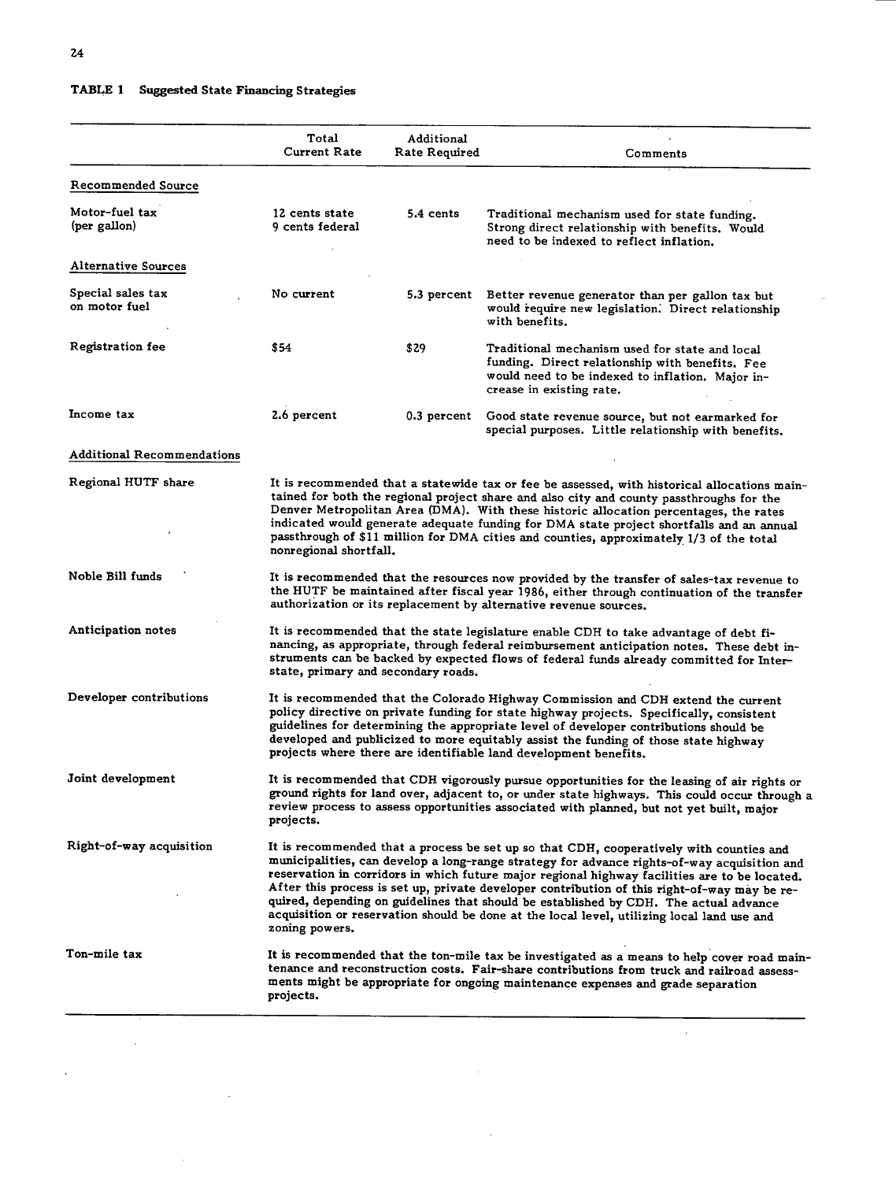**TABLE 1 Suggested State Financing Strategies**

| | Total Current Rate | Additional Rate Required | Comments |
|---|---|---|---|
| Recommended Source | | | |
| Motor-fuel tax (per gallon) | 12 cents state 9 cents federal | 5.4 cents | Traditional mechanism used for state funding. Strong direct relationship with benefits. Would need to be indexed to reflect inflation. |
| Alternative Sources | | | |
| Special sales tax on motor fuel | No current | 5.3 percent | Better revenue generator than per gallon tax but would require new legislation. Direct relationship with benefits. |
| Registration fee | $54 | $29 | Traditional mechanism used for state and local funding. Direct relationship with benefits. Fee would need to be indexed to inflation. Major increase in existing rate. |
| Income tax | 2.6 percent | 0.3 percent | Good state revenue source, but not earmarked for special purposes. Little relationship with benefits. |
| Additional Recommendations | | | |
| Regional HUTF share | It is recommended that a statewide tax or fee be assessed, with historical allocations maintained for both the regional project share and also city and county passthroughs for the Denver Metropolitan Area (DMA). With these historic allocation percentages, the rates indicated would generate adequate funding for DMA state project shortfalls and an annual passthrough of $11 million for DMA cities and counties, approximately 1/3 of the total nonregional shortfall. | | |
| Noble Bill funds | It is recommended that the resources now provided by the transfer of sales-tax revenue to the HUTF be maintained after fiscal year 1986, either through continuation of the transfer authorization or its replacement by alternative revenue sources. | | |
| Anticipation notes | It is recommended that the state legislature enable CDH to take advantage of debt financing, as appropriate, through federal reimbursement anticipation notes. These debt instruments can be backed by expected flows of federal funds already committed for Interstate, primary and secondary roads. | | |
| Developer contributions | It is recommended that the Colorado Highway Commission and CDH extend the current policy directive on private funding for state highway projects. Specifically, consistent guidelines for determining the appropriate level of developer contributions should be developed and publicized to more equitably assist the funding of those state highway projects where there are identifiable land development benefits. | | |
| Joint development | It is recommended that CDH vigorously pursue opportunities for the leasing of air rights or ground rights for land over, adjacent to, or under state highways. This could occur through a review process to assess opportunities associated with planned, but not yet built, major projects. | | |
| Right-of-way acquisition | It is recommended that a process be set up so that CDH, cooperatively with counties and municipalities, can develop a long-range strategy for advance rights-of-way acquisition and reservation in corridors in which future major regional highway facilities are to be located. After this process is set up, private developer contribution of this right-of-way may be required, depending on guidelines that should be established by CDH. The actual advance acquisition or reservation should be done at the local level, utilizing local land use and zoning powers. | | |
| Ton-mile tax | It is recommended that the ton-mile tax be investigated as a means to help cover road maintenance and reconstruction costs. Fair-share contributions from truck and railroad assessments might be appropriate for ongoing maintenance expenses and grade separation projects. | | |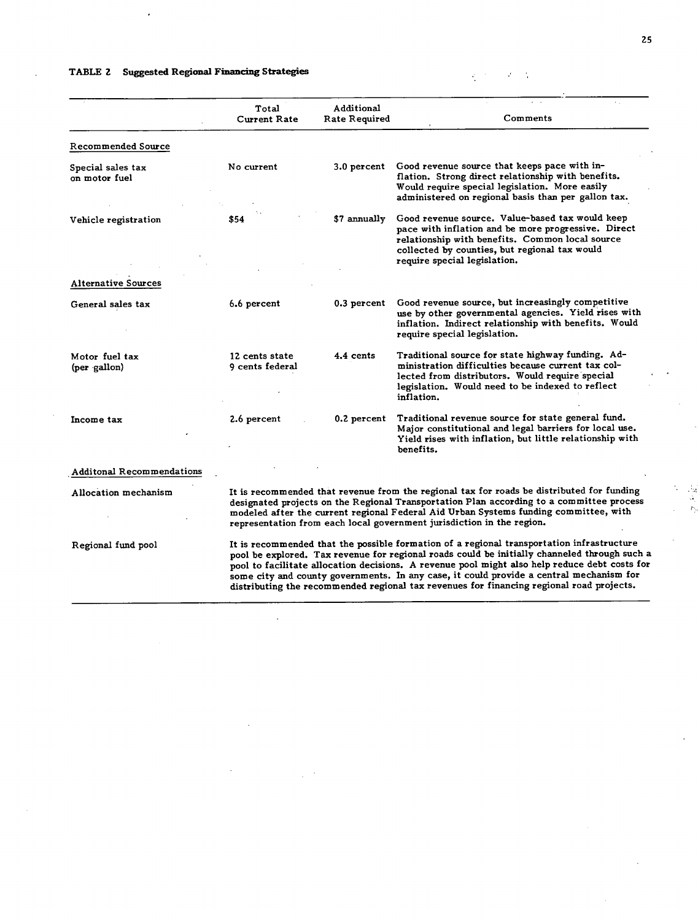**TABLE 2 Suggested Regional Financing Strategies**

| | Total Current Rate | Additional Rate Required | Comments |
|---|---|---|---|
| Recommended Source | | | |
| Special sales tax on motor fuel | No current | 3.0 percent | Good revenue source that keeps pace with inflation. Strong direct relationship with benefits. Would require special legislation. More easily administered on regional basis than per gallon tax. |
| Vehicle registration | $54 | $7 annually | Good revenue source. Value-based tax would keep pace with inflation and be more progressive. Direct relationship with benefits. Common local source collected by counties, but regional tax would require special legislation. |
| Alternative Sources | | | |
| General sales tax | 6.6 percent | 0.3 percent | Good revenue source, but increasingly competitive use by other governmental agencies. Yield rises with inflation. Indirect relationship with benefits. Would require special legislation. |
| Motor fuel tax (per gallon) | 12 cents state<br>9 cents federal | 4.4 cents | Traditional source for state highway funding. Administration difficulties because current tax collected from distributors. Would require special legislation. Would need to be indexed to reflect inflation. |
| Income tax | 2.6 percent | 0.2 percent | Traditional revenue source for state general fund. Major constitutional and legal barriers for local use. Yield rises with inflation, but little relationship with benefits. |
| Additonal Recommendations | | | |
| Allocation mechanism | It is recommended that revenue from the regional tax for roads be distributed for funding designated projects on the Regional Transportation Plan according to a committee process modeled after the current regional Federal Aid Urban Systems funding committee, with representation from each local government jurisdiction in the region. | | |
| Regional fund pool | It is recommended that the possible formation of a regional transportation infrastructure pool be explored. Tax revenue for regional roads could be initially channeled through such a pool to facilitate allocation decisions. A revenue pool might also help reduce debt costs for some city and county governments. In any case, it could provide a central mechanism for distributing the recommended regional tax revenues for financing regional road projects. | | |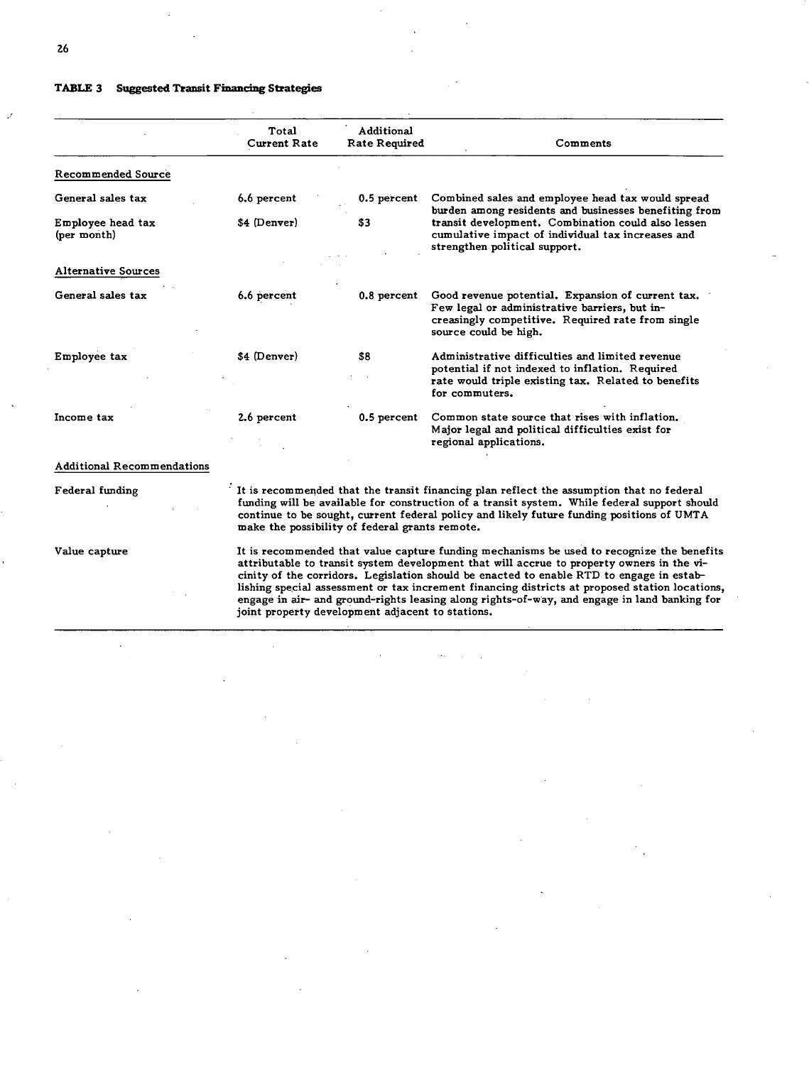**TABLE 3 Suggested Transit Financing Strategies**

| | Total Current Rate | Additional Rate Required | Comments |
|---|---|---|---|
| Recommended Source | | | |
| General sales tax | 6.6 percent | 0.5 percent | Combined sales and employee head tax would spread burden among residents and businesses benefiting from transit development. Combination could also lessen cumulative impact of individual tax increases and strengthen political support. |
| Employee head tax (per month) | $4 (Denver) | $3 | |
| Alternative Sources | | | |
| General sales tax | 6.6 percent | 0.8 percent | Good revenue potential. Expansion of current tax. Few legal or administrative barriers, but increasingly competitive. Required rate from single source could be high. |
| Employee tax | $4 (Denver) | $8 | Administrative difficulties and limited revenue potential if not indexed to inflation. Required rate would triple existing tax. Related to benefits for commuters. |
| Income tax | 2.6 percent | 0.5 percent | Common state source that rises with inflation. Major legal and political difficulties exist for regional applications. |
| Additional Recommendations | | | |
| Federal funding | It is recommended that the transit financing plan reflect the assumption that no federal funding will be available for construction of a transit system. While federal support should continue to be sought, current federal policy and likely future funding positions of UMTA make the possibility of federal grants remote. | | |
| Value capture | It is recommended that value capture funding mechanisms be used to recognize the benefits attributable to transit system development that will accrue to property owners in the vicinity of the corridors. Legislation should be enacted to enable RTD to engage in establishing special assessment or tax increment financing districts at proposed station locations, engage in air- and ground-rights leasing along rights-of-way, and engage in land banking for joint property development adjacent to stations. | | |